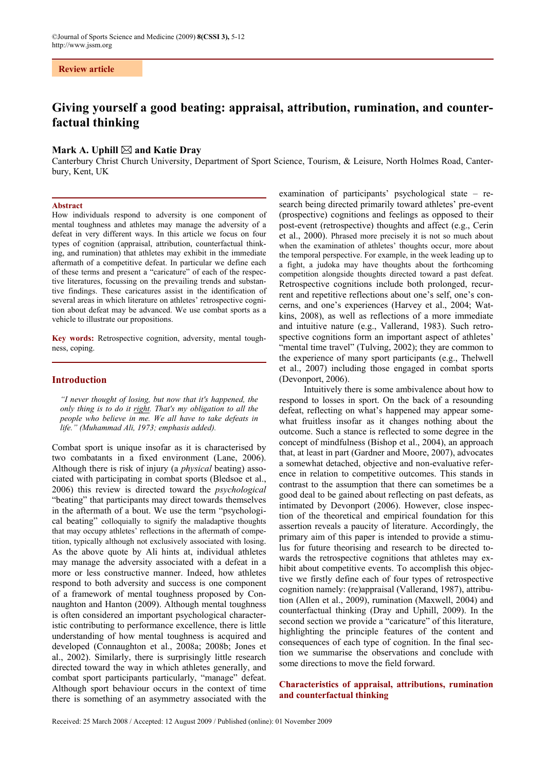Review article

# Giving yourself a good beating: appraisal, attribution, rumination, and counterfactual thinking

**Mark A. Uphill ✉ and Katie Dray**

Canterbury Christ Church University, Department of Sport Science, Tourism, & Leisure, North Holmes Road, Canterbury, Kent, UK

## Abstract

How individuals respond to adversity is one component of mental toughness and athletes may manage the adversity of a defeat in very different ways. In this article we focus on four types of cognition (appraisal, attribution, counterfactual thinking, and rumination) that athletes may exhibit in the immediate aftermath of a competitive defeat. In particular we define each of these terms and present a "caricature" of each of the respective literatures, focussing on the prevailing trends and substantive findings. These caricatures assist in the identification of several areas in which literature on athletes' retrospective cognition about defeat may be advanced. We use combat sports as a vehicle to illustrate our propositions.

**Key words:** Retrospective cognition, adversity, mental toughness, coping.

## Introduction

*"I never thought of losing, but now that it's happened, the only thing is to do it right. That's my obligation to all the people who believe in me. We all have to take defeats in life." (Muhammad Ali, 1973; emphasis added).*

Combat sport is unique insofar as it is characterised by two combatants in a fixed environment (Lane, 2006). Although there is risk of injury (a *physical* beating) associated with participating in combat sports (Bledsoe et al., 2006) this review is directed toward the *psychological* "beating" that participants may direct towards themselves in the aftermath of a bout. We use the term "psychological beating" colloquially to signify the maladaptive thoughts that may occupy athletes' reflections in the aftermath of competition, typically although not exclusively associated with losing. As the above quote by Ali hints at, individual athletes may manage the adversity associated with a defeat in a more or less constructive manner. Indeed, how athletes respond to both adversity and success is one component of a framework of mental toughness proposed by Connaughton and Hanton (2009). Although mental toughness is often considered an important psychological characteristic contributing to performance excellence, there is little understanding of how mental toughness is acquired and developed (Connaughton et al., 2008a; 2008b; Jones et al., 2002). Similarly, there is surprisingly little research directed toward the way in which athletes generally, and combat sport participants particularly, "manage" defeat. Although sport behaviour occurs in the context of time there is something of an asymmetry associated with the examination of participants' psychological state – research being directed primarily toward athletes' pre-event (prospective) cognitions and feelings as opposed to their post-event (retrospective) thoughts and affect (e.g., Cerin et al., 2000). Phrased more precisely it is not so much about when the examination of athletes' thoughts occur, more about the temporal perspective. For example, in the week leading up to a fight, a judoka may have thoughts about the forthcoming competition alongside thoughts directed toward a past defeat. Retrospective cognitions include both prolonged, recurrent and repetitive reflections about one's self, one's concerns, and one's experiences (Harvey et al., 2004; Watkins, 2008), as well as reflections of a more immediate and intuitive nature (e.g., Vallerand, 1983). Such retrospective cognitions form an important aspect of athletes' "mental time travel" (Tulving, 2002); they are common to the experience of many sport participants (e.g., Thelwell et al., 2007) including those engaged in combat sports (Devonport, 2006).

Intuitively there is some ambivalence about how to respond to losses in sport. On the back of a resounding defeat, reflecting on what's happened may appear somewhat fruitless insofar as it changes nothing about the outcome. Such a stance is reflected to some degree in the concept of mindfulness (Bishop et al., 2004), an approach that, at least in part (Gardner and Moore, 2007), advocates a somewhat detached, objective and non-evaluative reference in relation to competitive outcomes. This stands in contrast to the assumption that there can sometimes be a good deal to be gained about reflecting on past defeats, as intimated by Devonport (2006). However, close inspection of the theoretical and empirical foundation for this assertion reveals a paucity of literature. Accordingly, the primary aim of this paper is intended to provide a stimulus for future theorising and research to be directed towards the retrospective cognitions that athletes may exhibit about competitive events. To accomplish this objective we firstly define each of four types of retrospective cognition namely: (re)appraisal (Vallerand, 1987), attribution (Allen et al., 2009), rumination (Maxwell, 2004) and counterfactual thinking (Dray and Uphill, 2009). In the second section we provide a "caricature" of this literature, highlighting the principle features of the content and consequences of each type of cognition. In the final section we summarise the observations and conclude with some directions to move the field forward.

## Characteristics of appraisal, attributions, rumination and counterfactual thinking

Received: 25 March 2008 / Accepted: 12 August 2009 / Published (online): 01 November 2009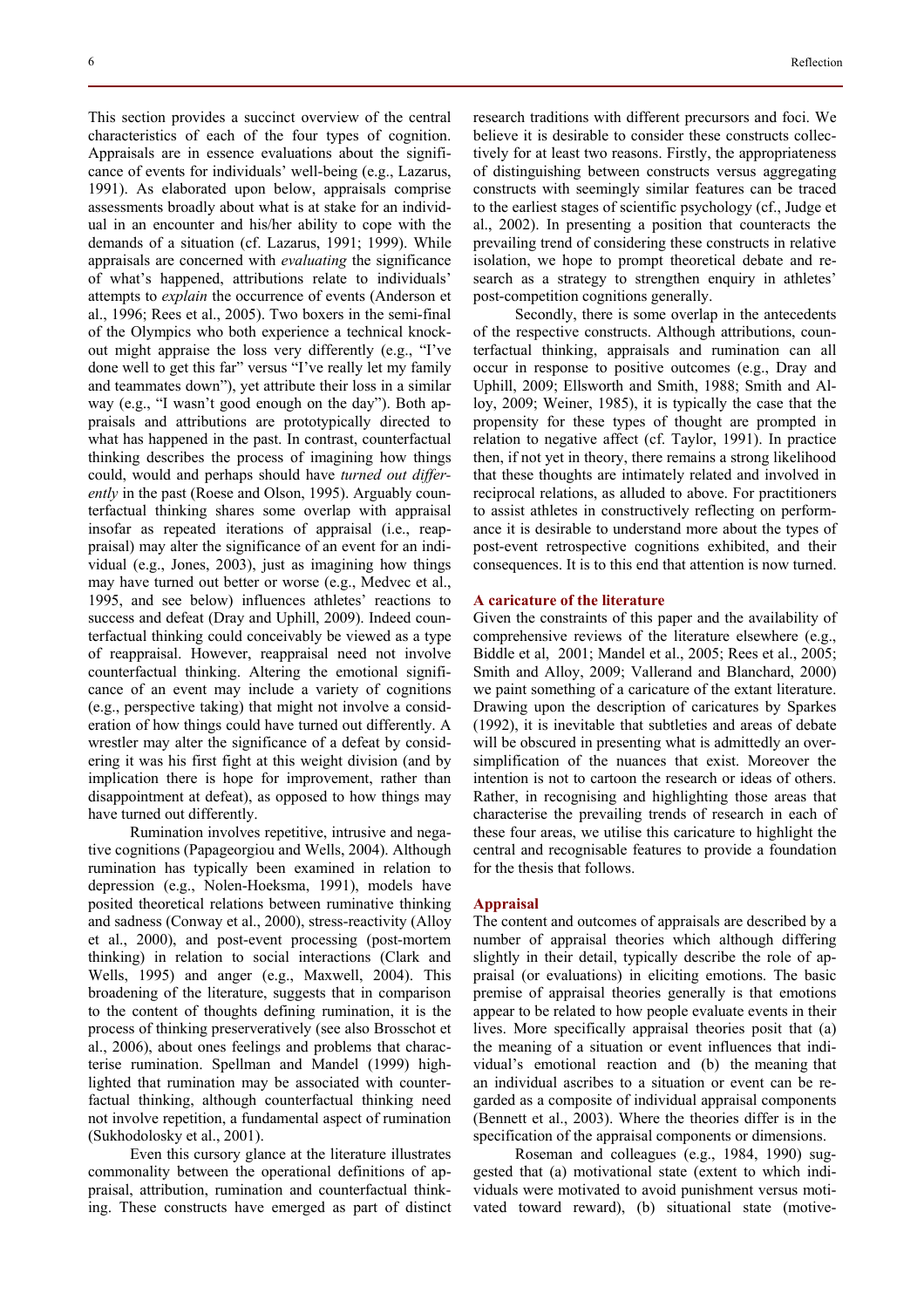This section provides a succinct overview of the central characteristics of each of the four types of cognition. Appraisals are in essence evaluations about the significance of events for individuals' well-being (e.g., Lazarus, 1991). As elaborated upon below, appraisals comprise assessments broadly about what is at stake for an individual in an encounter and his/her ability to cope with the demands of a situation (cf. Lazarus, 1991; 1999). While appraisals are concerned with *evaluating* the significance of what's happened, attributions relate to individuals' attempts to *explain* the occurrence of events (Anderson et al., 1996; Rees et al., 2005). Two boxers in the semi-final of the Olympics who both experience a technical knockout might appraise the loss very differently (e.g., "I've done well to get this far" versus "I've really let my family and teammates down"), yet attribute their loss in a similar way (e.g., "I wasn't good enough on the day"). Both appraisals and attributions are prototypically directed to what has happened in the past. In contrast, counterfactual thinking describes the process of imagining how things could, would and perhaps should have *turned out differently* in the past (Roese and Olson, 1995). Arguably counterfactual thinking shares some overlap with appraisal insofar as repeated iterations of appraisal (i.e., reappraisal) may alter the significance of an event for an individual (e.g., Jones, 2003), just as imagining how things may have turned out better or worse (e.g., Medvec et al., 1995, and see below) influences athletes' reactions to success and defeat (Dray and Uphill, 2009). Indeed counterfactual thinking could conceivably be viewed as a type of reappraisal. However, reappraisal need not involve counterfactual thinking. Altering the emotional significance of an event may include a variety of cognitions (e.g., perspective taking) that might not involve a consideration of how things could have turned out differently. A wrestler may alter the significance of a defeat by considering it was his first fight at this weight division (and by implication there is hope for improvement, rather than disappointment at defeat), as opposed to how things may have turned out differently.

Rumination involves repetitive, intrusive and negative cognitions (Papageorgiou and Wells, 2004). Although rumination has typically been examined in relation to depression (e.g., Nolen-Hoeksma, 1991), models have posited theoretical relations between ruminative thinking and sadness (Conway et al., 2000), stress-reactivity (Alloy et al., 2000), and post-event processing (post-mortem thinking) in relation to social interactions (Clark and Wells, 1995) and anger (e.g., Maxwell, 2004). This broadening of the literature, suggests that in comparison to the content of thoughts defining rumination, it is the process of thinking preserveratively (see also Brosschot et al., 2006), about ones feelings and problems that characterise rumination. Spellman and Mandel (1999) highlighted that rumination may be associated with counterfactual thinking, although counterfactual thinking need not involve repetition, a fundamental aspect of rumination (Sukhodolosky et al., 2001).

Even this cursory glance at the literature illustrates commonality between the operational definitions of appraisal, attribution, rumination and counterfactual thinking. These constructs have emerged as part of distinct research traditions with different precursors and foci. We believe it is desirable to consider these constructs collectively for at least two reasons. Firstly, the appropriateness of distinguishing between constructs versus aggregating constructs with seemingly similar features can be traced to the earliest stages of scientific psychology (cf., Judge et al., 2002). In presenting a position that counteracts the prevailing trend of considering these constructs in relative isolation, we hope to prompt theoretical debate and research as a strategy to strengthen enquiry in athletes' post-competition cognitions generally.

Secondly, there is some overlap in the antecedents of the respective constructs. Although attributions, counterfactual thinking, appraisals and rumination can all occur in response to positive outcomes (e.g., Dray and Uphill, 2009; Ellsworth and Smith, 1988; Smith and Alloy, 2009; Weiner, 1985), it is typically the case that the propensity for these types of thought are prompted in relation to negative affect (cf. Taylor, 1991). In practice then, if not yet in theory, there remains a strong likelihood that these thoughts are intimately related and involved in reciprocal relations, as alluded to above. For practitioners to assist athletes in constructively reflecting on performance it is desirable to understand more about the types of post-event retrospective cognitions exhibited, and their consequences. It is to this end that attention is now turned.

## A caricature of the literature

Given the constraints of this paper and the availability of comprehensive reviews of the literature elsewhere (e.g., Biddle et al, 2001; Mandel et al., 2005; Rees et al., 2005; Smith and Alloy, 2009; Vallerand and Blanchard, 2000) we paint something of a caricature of the extant literature. Drawing upon the description of caricatures by Sparkes (1992), it is inevitable that subtleties and areas of debate will be obscured in presenting what is admittedly an oversimplification of the nuances that exist. Moreover the intention is not to cartoon the research or ideas of others. Rather, in recognising and highlighting those areas that characterise the prevailing trends of research in each of these four areas, we utilise this caricature to highlight the central and recognisable features to provide a foundation for the thesis that follows.

## Appraisal

The content and outcomes of appraisals are described by a number of appraisal theories which although differing slightly in their detail, typically describe the role of appraisal (or evaluations) in eliciting emotions. The basic premise of appraisal theories generally is that emotions appear to be related to how people evaluate events in their lives. More specifically appraisal theories posit that (a) the meaning of a situation or event influences that individual's emotional reaction and (b) the meaning that an individual ascribes to a situation or event can be regarded as a composite of individual appraisal components (Bennett et al., 2003). Where the theories differ is in the specification of the appraisal components or dimensions.

Roseman and colleagues (e.g., 1984, 1990) suggested that (a) motivational state (extent to which individuals were motivated to avoid punishment versus motivated toward reward), (b) situational state (motive-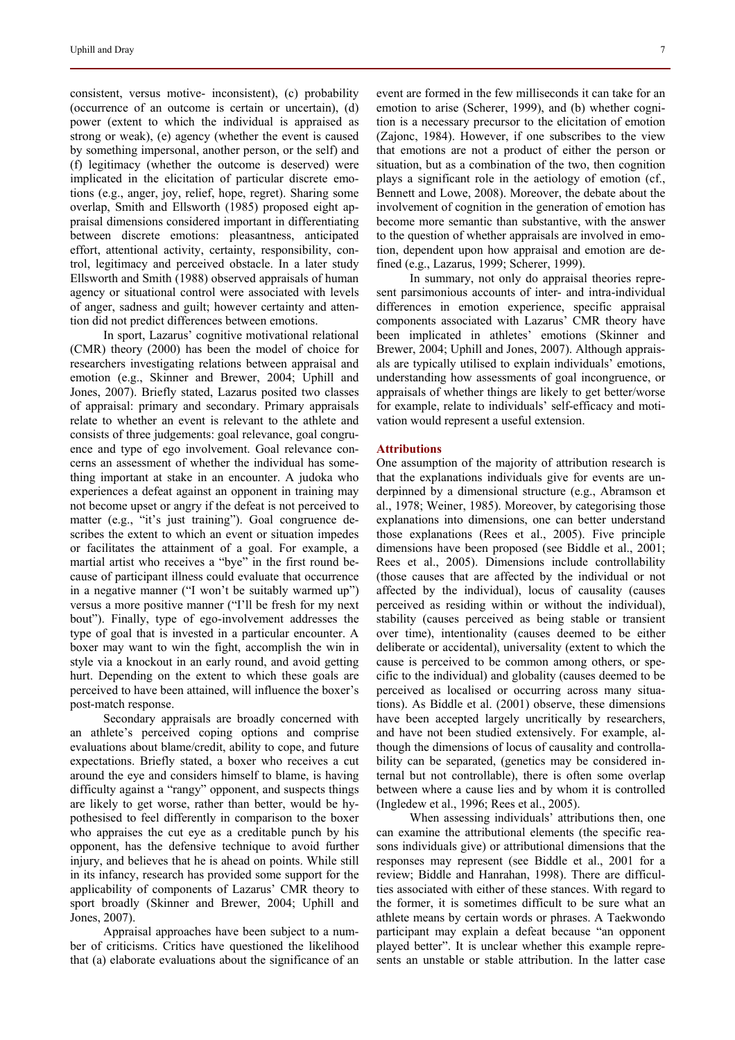consistent, versus motive- inconsistent), (c) probability (occurrence of an outcome is certain or uncertain), (d) power (extent to which the individual is appraised as strong or weak), (e) agency (whether the event is caused by something impersonal, another person, or the self) and (f) legitimacy (whether the outcome is deserved) were implicated in the elicitation of particular discrete emotions (e.g., anger, joy, relief, hope, regret). Sharing some overlap, Smith and Ellsworth (1985) proposed eight appraisal dimensions considered important in differentiating between discrete emotions: pleasantness, anticipated effort, attentional activity, certainty, responsibility, control, legitimacy and perceived obstacle. In a later study Ellsworth and Smith (1988) observed appraisals of human agency or situational control were associated with levels of anger, sadness and guilt; however certainty and attention did not predict differences between emotions.

In sport, Lazarus' cognitive motivational relational (CMR) theory (2000) has been the model of choice for researchers investigating relations between appraisal and emotion (e.g., Skinner and Brewer, 2004; Uphill and Jones, 2007). Briefly stated, Lazarus posited two classes of appraisal: primary and secondary. Primary appraisals relate to whether an event is relevant to the athlete and consists of three judgements: goal relevance, goal congruence and type of ego involvement. Goal relevance concerns an assessment of whether the individual has something important at stake in an encounter. A judoka who experiences a defeat against an opponent in training may not become upset or angry if the defeat is not perceived to matter (e.g., "it's just training"). Goal congruence describes the extent to which an event or situation impedes or facilitates the attainment of a goal. For example, a martial artist who receives a "bye" in the first round because of participant illness could evaluate that occurrence in a negative manner ("I won't be suitably warmed up") versus a more positive manner ("I'll be fresh for my next bout"). Finally, type of ego-involvement addresses the type of goal that is invested in a particular encounter. A boxer may want to win the fight, accomplish the win in style via a knockout in an early round, and avoid getting hurt. Depending on the extent to which these goals are perceived to have been attained, will influence the boxer's post-match response.

Secondary appraisals are broadly concerned with an athlete's perceived coping options and comprise evaluations about blame/credit, ability to cope, and future expectations. Briefly stated, a boxer who receives a cut around the eye and considers himself to blame, is having difficulty against a "rangy" opponent, and suspects things are likely to get worse, rather than better, would be hypothesised to feel differently in comparison to the boxer who appraises the cut eye as a creditable punch by his opponent, has the defensive technique to avoid further injury, and believes that he is ahead on points. While still in its infancy, research has provided some support for the applicability of components of Lazarus' CMR theory to sport broadly (Skinner and Brewer, 2004; Uphill and Jones, 2007).

Appraisal approaches have been subject to a number of criticisms. Critics have questioned the likelihood that (a) elaborate evaluations about the significance of an event are formed in the few milliseconds it can take for an emotion to arise (Scherer, 1999), and (b) whether cognition is a necessary precursor to the elicitation of emotion (Zajonc, 1984). However, if one subscribes to the view that emotions are not a product of either the person or situation, but as a combination of the two, then cognition plays a significant role in the aetiology of emotion (cf., Bennett and Lowe, 2008). Moreover, the debate about the involvement of cognition in the generation of emotion has become more semantic than substantive, with the answer to the question of whether appraisals are involved in emotion, dependent upon how appraisal and emotion are defined (e.g., Lazarus, 1999; Scherer, 1999).

In summary, not only do appraisal theories represent parsimonious accounts of inter- and intra-individual differences in emotion experience, specific appraisal components associated with Lazarus' CMR theory have been implicated in athletes' emotions (Skinner and Brewer, 2004; Uphill and Jones, 2007). Although appraisals are typically utilised to explain individuals' emotions, understanding how assessments of goal incongruence, or appraisals of whether things are likely to get better/worse for example, relate to individuals' self-efficacy and motivation would represent a useful extension.

## Attributions

One assumption of the majority of attribution research is that the explanations individuals give for events are underpinned by a dimensional structure (e.g., Abramson et al., 1978; Weiner, 1985). Moreover, by categorising those explanations into dimensions, one can better understand those explanations (Rees et al., 2005). Five principle dimensions have been proposed (see Biddle et al., 2001; Rees et al., 2005). Dimensions include controllability (those causes that are affected by the individual or not affected by the individual), locus of causality (causes perceived as residing within or without the individual), stability (causes perceived as being stable or transient over time), intentionality (causes deemed to be either deliberate or accidental), universality (extent to which the cause is perceived to be common among others, or specific to the individual) and globality (causes deemed to be perceived as localised or occurring across many situations). As Biddle et al. (2001) observe, these dimensions have been accepted largely uncritically by researchers, and have not been studied extensively. For example, although the dimensions of locus of causality and controllability can be separated, (genetics may be considered internal but not controllable), there is often some overlap between where a cause lies and by whom it is controlled (Ingledew et al., 1996; Rees et al., 2005).

When assessing individuals' attributions then, one can examine the attributional elements (the specific reasons individuals give) or attributional dimensions that the responses may represent (see Biddle et al., 2001 for a review; Biddle and Hanrahan, 1998). There are difficulties associated with either of these stances. With regard to the former, it is sometimes difficult to be sure what an athlete means by certain words or phrases. A Taekwondo participant may explain a defeat because "an opponent played better". It is unclear whether this example represents an unstable or stable attribution. In the latter case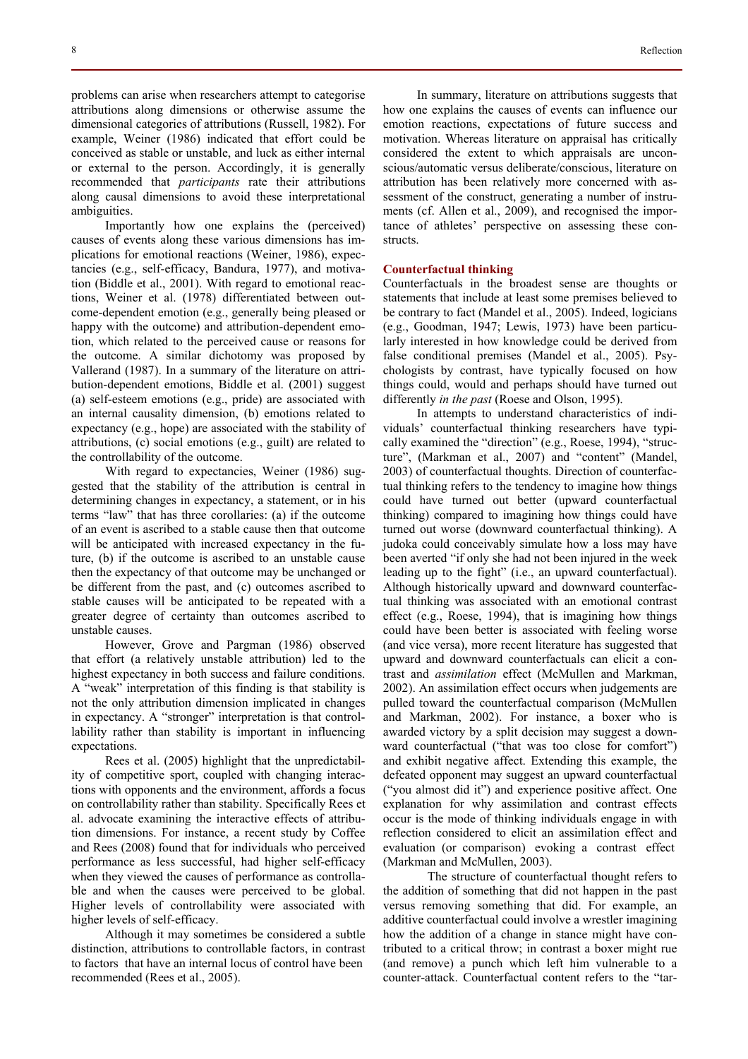problems can arise when researchers attempt to categorise attributions along dimensions or otherwise assume the dimensional categories of attributions (Russell, 1982). For example, Weiner (1986) indicated that effort could be conceived as stable or unstable, and luck as either internal or external to the person. Accordingly, it is generally recommended that *participants* rate their attributions along causal dimensions to avoid these interpretational ambiguities.

Importantly how one explains the (perceived) causes of events along these various dimensions has implications for emotional reactions (Weiner, 1986), expectancies (e.g., self-efficacy, Bandura, 1977), and motivation (Biddle et al., 2001). With regard to emotional reactions, Weiner et al. (1978) differentiated between outcome-dependent emotion (e.g., generally being pleased or happy with the outcome) and attribution-dependent emotion, which related to the perceived cause or reasons for the outcome. A similar dichotomy was proposed by Vallerand (1987). In a summary of the literature on attribution-dependent emotions, Biddle et al. (2001) suggest (a) self-esteem emotions (e.g., pride) are associated with an internal causality dimension, (b) emotions related to expectancy (e.g., hope) are associated with the stability of attributions, (c) social emotions (e.g., guilt) are related to the controllability of the outcome.

With regard to expectancies, Weiner (1986) suggested that the stability of the attribution is central in determining changes in expectancy, a statement, or in his terms "law" that has three corollaries: (a) if the outcome of an event is ascribed to a stable cause then that outcome will be anticipated with increased expectancy in the future, (b) if the outcome is ascribed to an unstable cause then the expectancy of that outcome may be unchanged or be different from the past, and (c) outcomes ascribed to stable causes will be anticipated to be repeated with a greater degree of certainty than outcomes ascribed to unstable causes.

However, Grove and Pargman (1986) observed that effort (a relatively unstable attribution) led to the highest expectancy in both success and failure conditions. A "weak" interpretation of this finding is that stability is not the only attribution dimension implicated in changes in expectancy. A "stronger" interpretation is that controllability rather than stability is important in influencing expectations.

Rees et al. (2005) highlight that the unpredictability of competitive sport, coupled with changing interactions with opponents and the environment, affords a focus on controllability rather than stability. Specifically Rees et al. advocate examining the interactive effects of attribution dimensions. For instance, a recent study by Coffee and Rees (2008) found that for individuals who perceived performance as less successful, had higher self-efficacy when they viewed the causes of performance as controllable and when the causes were perceived to be global. Higher levels of controllability were associated with higher levels of self-efficacy.

Although it may sometimes be considered a subtle distinction, attributions to controllable factors, in contrast to factors that have an internal locus of control have been recommended (Rees et al., 2005).

In summary, literature on attributions suggests that how one explains the causes of events can influence our emotion reactions, expectations of future success and motivation. Whereas literature on appraisal has critically considered the extent to which appraisals are unconscious/automatic versus deliberate/conscious, literature on attribution has been relatively more concerned with assessment of the construct, generating a number of instruments (cf. Allen et al., 2009), and recognised the importance of athletes' perspective on assessing these constructs.

## Counterfactual thinking

Counterfactuals in the broadest sense are thoughts or statements that include at least some premises believed to be contrary to fact (Mandel et al., 2005). Indeed, logicians (e.g., Goodman, 1947; Lewis, 1973) have been particularly interested in how knowledge could be derived from false conditional premises (Mandel et al., 2005). Psychologists by contrast, have typically focused on how things could, would and perhaps should have turned out differently *in the past* (Roese and Olson, 1995).

In attempts to understand characteristics of individuals' counterfactual thinking researchers have typically examined the "direction" (e.g., Roese, 1994), "structure", (Markman et al., 2007) and "content" (Mandel, 2003) of counterfactual thoughts. Direction of counterfactual thinking refers to the tendency to imagine how things could have turned out better (upward counterfactual thinking) compared to imagining how things could have turned out worse (downward counterfactual thinking). A judoka could conceivably simulate how a loss may have been averted "if only she had not been injured in the week leading up to the fight" (i.e., an upward counterfactual). Although historically upward and downward counterfactual thinking was associated with an emotional contrast effect (e.g., Roese, 1994), that is imagining how things could have been better is associated with feeling worse (and vice versa), more recent literature has suggested that upward and downward counterfactuals can elicit a contrast and *assimilation* effect (McMullen and Markman, 2002). An assimilation effect occurs when judgements are pulled toward the counterfactual comparison (McMullen and Markman, 2002). For instance, a boxer who is awarded victory by a split decision may suggest a downward counterfactual ("that was too close for comfort") and exhibit negative affect. Extending this example, the defeated opponent may suggest an upward counterfactual ("you almost did it") and experience positive affect. One explanation for why assimilation and contrast effects occur is the mode of thinking individuals engage in with reflection considered to elicit an assimilation effect and evaluation (or comparison) evoking a contrast effect (Markman and McMullen, 2003).

The structure of counterfactual thought refers to the addition of something that did not happen in the past versus removing something that did. For example, an additive counterfactual could involve a wrestler imagining how the addition of a change in stance might have contributed to a critical throw; in contrast a boxer might rue (and remove) a punch which left him vulnerable to a counter-attack. Counterfactual content refers to the "tar-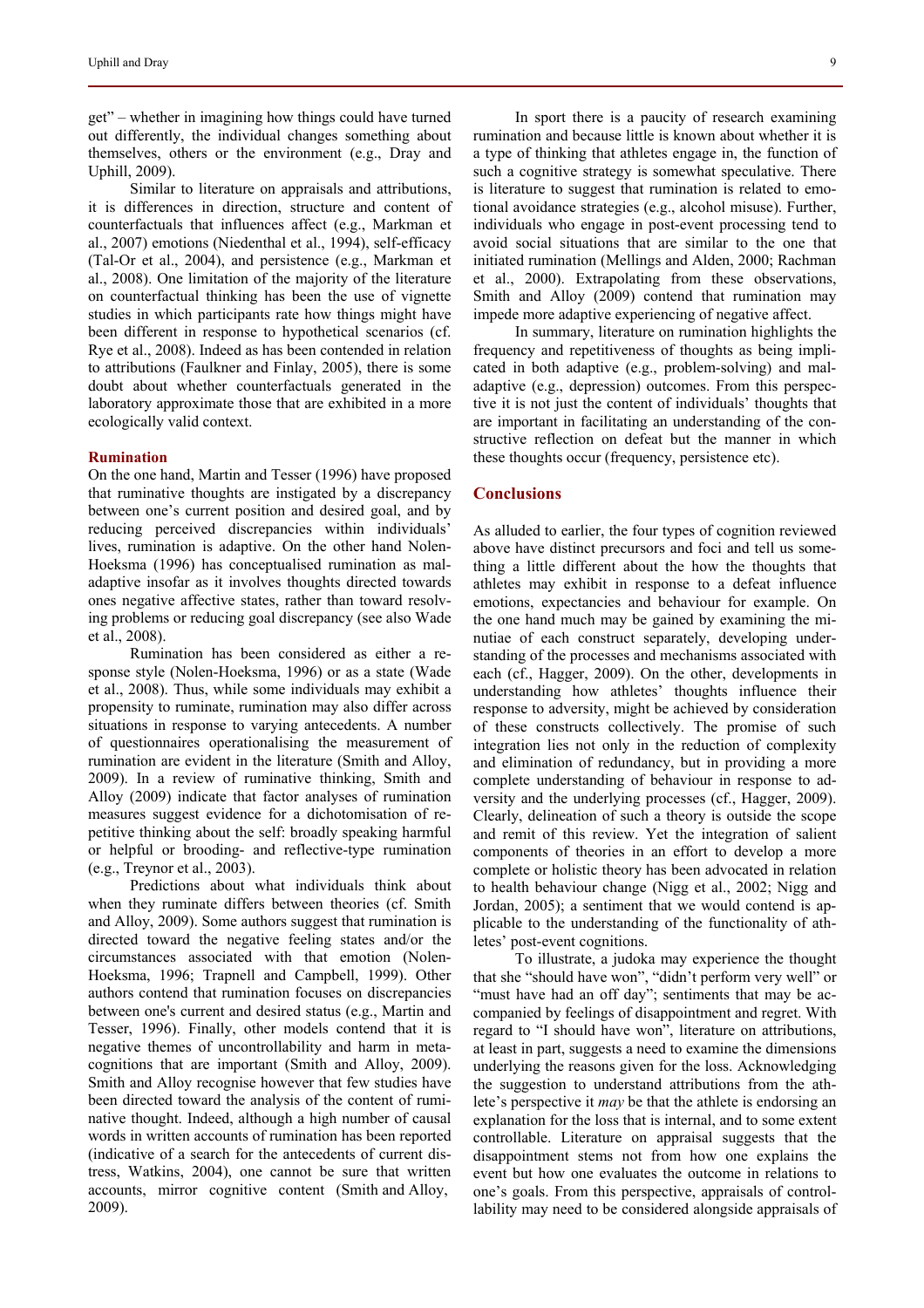get" – whether in imagining how things could have turned out differently, the individual changes something about themselves, others or the environment (e.g., Dray and Uphill, 2009).

Similar to literature on appraisals and attributions, it is differences in direction, structure and content of counterfactuals that influences affect (e.g., Markman et al., 2007) emotions (Niedenthal et al., 1994), self-efficacy (Tal-Or et al., 2004), and persistence (e.g., Markman et al., 2008). One limitation of the majority of the literature on counterfactual thinking has been the use of vignette studies in which participants rate how things might have been different in response to hypothetical scenarios (cf. Rye et al., 2008). Indeed as has been contended in relation to attributions (Faulkner and Finlay, 2005), there is some doubt about whether counterfactuals generated in the laboratory approximate those that are exhibited in a more ecologically valid context.

### Rumination

On the one hand, Martin and Tesser (1996) have proposed that ruminative thoughts are instigated by a discrepancy between one's current position and desired goal, and by reducing perceived discrepancies within individuals' lives, rumination is adaptive. On the other hand Nolen-Hoeksma (1996) has conceptualised rumination as maladaptive insofar as it involves thoughts directed towards ones negative affective states, rather than toward resolving problems or reducing goal discrepancy (see also Wade et al., 2008).

Rumination has been considered as either a response style (Nolen-Hoeksma, 1996) or as a state (Wade et al., 2008). Thus, while some individuals may exhibit a propensity to ruminate, rumination may also differ across situations in response to varying antecedents. A number of questionnaires operationalising the measurement of rumination are evident in the literature (Smith and Alloy, 2009). In a review of ruminative thinking, Smith and Alloy (2009) indicate that factor analyses of rumination measures suggest evidence for a dichotomisation of repetitive thinking about the self: broadly speaking harmful or helpful or brooding- and reflective-type rumination (e.g., Treynor et al., 2003).

Predictions about what individuals think about when they ruminate differs between theories (cf. Smith and Alloy, 2009). Some authors suggest that rumination is directed toward the negative feeling states and/or the circumstances associated with that emotion (Nolen-Hoeksma, 1996; Trapnell and Campbell, 1999). Other authors contend that rumination focuses on discrepancies between one's current and desired status (e.g., Martin and Tesser, 1996). Finally, other models contend that it is negative themes of uncontrollability and harm in metacognitions that are important (Smith and Alloy, 2009). Smith and Alloy recognise however that few studies have been directed toward the analysis of the content of ruminative thought. Indeed, although a high number of causal words in written accounts of rumination has been reported (indicative of a search for the antecedents of current distress, Watkins, 2004), one cannot be sure that written accounts, mirror cognitive content (Smith and Alloy, 2009).

In sport there is a paucity of research examining rumination and because little is known about whether it is a type of thinking that athletes engage in, the function of such a cognitive strategy is somewhat speculative. There is literature to suggest that rumination is related to emotional avoidance strategies (e.g., alcohol misuse). Further, individuals who engage in post-event processing tend to avoid social situations that are similar to the one that initiated rumination (Mellings and Alden, 2000; Rachman et al., 2000). Extrapolating from these observations, Smith and Alloy (2009) contend that rumination may impede more adaptive experiencing of negative affect.

In summary, literature on rumination highlights the frequency and repetitiveness of thoughts as being implicated in both adaptive (e.g., problem-solving) and maladaptive (e.g., depression) outcomes. From this perspective it is not just the content of individuals' thoughts that are important in facilitating an understanding of the constructive reflection on defeat but the manner in which these thoughts occur (frequency, persistence etc).

## Conclusions

As alluded to earlier, the four types of cognition reviewed above have distinct precursors and foci and tell us something a little different about the how the thoughts that athletes may exhibit in response to a defeat influence emotions, expectancies and behaviour for example. On the one hand much may be gained by examining the minutiae of each construct separately, developing understanding of the processes and mechanisms associated with each (cf., Hagger, 2009). On the other, developments in understanding how athletes' thoughts influence their response to adversity, might be achieved by consideration of these constructs collectively. The promise of such integration lies not only in the reduction of complexity and elimination of redundancy, but in providing a more complete understanding of behaviour in response to adversity and the underlying processes (cf., Hagger, 2009). Clearly, delineation of such a theory is outside the scope and remit of this review. Yet the integration of salient components of theories in an effort to develop a more complete or holistic theory has been advocated in relation to health behaviour change (Nigg et al., 2002; Nigg and Jordan, 2005); a sentiment that we would contend is applicable to the understanding of the functionality of athletes' post-event cognitions.

To illustrate, a judoka may experience the thought that she "should have won", "didn't perform very well" or "must have had an off day"; sentiments that may be accompanied by feelings of disappointment and regret. With regard to "I should have won", literature on attributions, at least in part, suggests a need to examine the dimensions underlying the reasons given for the loss. Acknowledging the suggestion to understand attributions from the athlete's perspective it *may* be that the athlete is endorsing an explanation for the loss that is internal, and to some extent controllable. Literature on appraisal suggests that the disappointment stems not from how one explains the event but how one evaluates the outcome in relations to one's goals. From this perspective, appraisals of controllability may need to be considered alongside appraisals of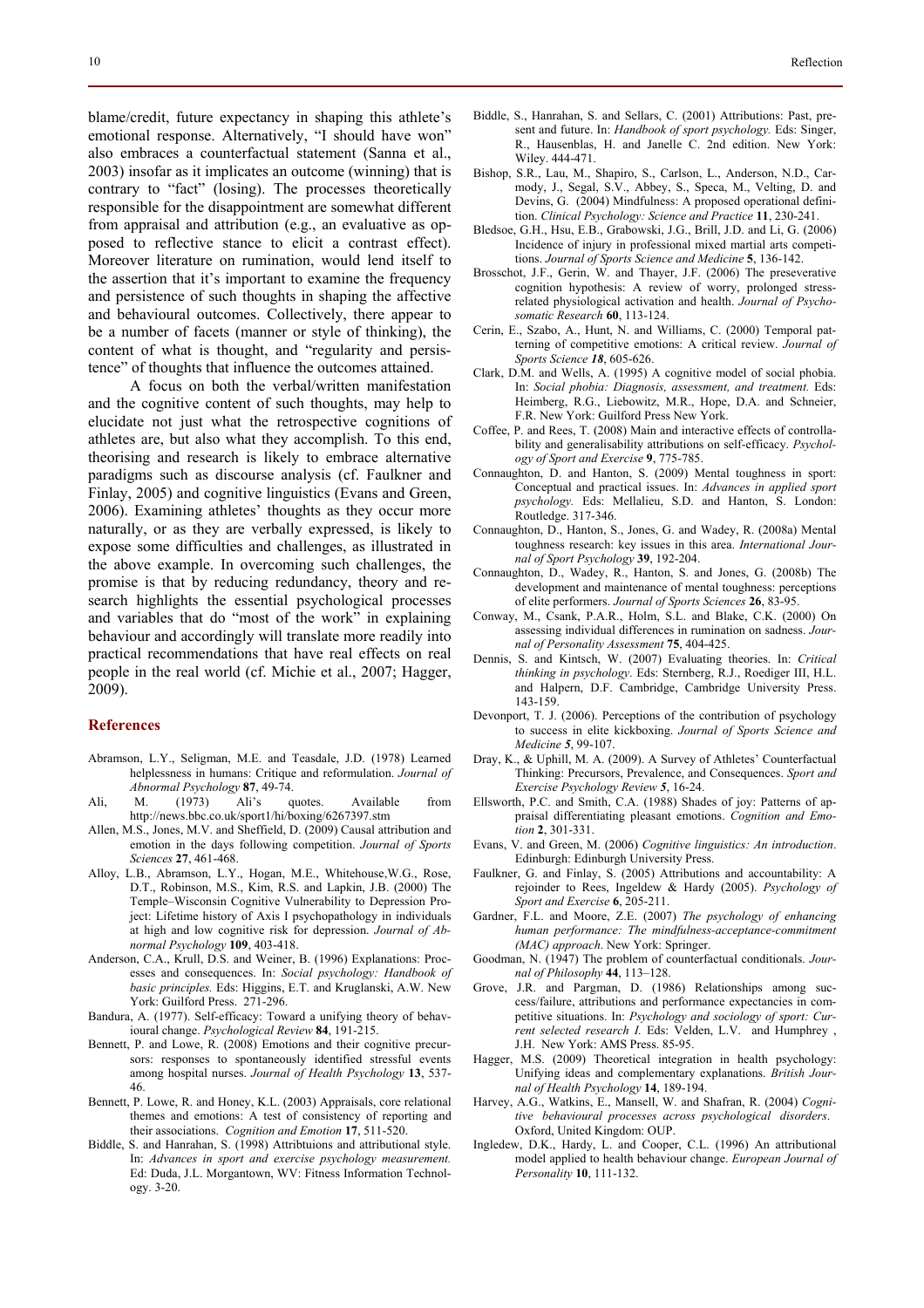blame/credit, future expectancy in shaping this athlete's emotional response. Alternatively, "I should have won" also embraces a counterfactual statement (Sanna et al., 2003) insofar as it implicates an outcome (winning) that is contrary to "fact" (losing). The processes theoretically responsible for the disappointment are somewhat different from appraisal and attribution (e.g., an evaluative as opposed to reflective stance to elicit a contrast effect). Moreover literature on rumination, would lend itself to the assertion that it's important to examine the frequency and persistence of such thoughts in shaping the affective and behavioural outcomes. Collectively, there appear to be a number of facets (manner or style of thinking), the content of what is thought, and "regularity and persistence" of thoughts that influence the outcomes attained.

A focus on both the verbal/written manifestation and the cognitive content of such thoughts, may help to elucidate not just what the retrospective cognitions of athletes are, but also what they accomplish. To this end, theorising and research is likely to embrace alternative paradigms such as discourse analysis (cf. Faulkner and Finlay, 2005) and cognitive linguistics (Evans and Green, 2006). Examining athletes' thoughts as they occur more naturally, or as they are verbally expressed, is likely to expose some difficulties and challenges, as illustrated in the above example. In overcoming such challenges, the promise is that by reducing redundancy, theory and research highlights the essential psychological processes and variables that do "most of the work" in explaining behaviour and accordingly will translate more readily into practical recommendations that have real effects on real people in the real world (cf. Michie et al., 2007; Hagger, 2009).

## References

Abramson, L.Y., Seligman, M.E. and Teasdale, J.D. (1978) Learned helplessness in humans: Critique and reformulation. *Journal of Abnormal Psychology* **87**, 49-74.

Ali, M. (1973) Ali's quotes. Available from http://news.bbc.co.uk/sport1/hi/boxing/6267397.stm

Allen, M.S., Jones, M.V. and Sheffield, D. (2009) Causal attribution and emotion in the days following competition. *Journal of Sports Sciences* **27**, 461-468.

Alloy, L.B., Abramson, L.Y., Hogan, M.E., Whitehouse,W.G., Rose, D.T., Robinson, M.S., Kim, R.S. and Lapkin, J.B. (2000) The Temple–Wisconsin Cognitive Vulnerability to Depression Project: Lifetime history of Axis I psychopathology in individuals at high and low cognitive risk for depression. *Journal of Abnormal Psychology* **109**, 403-418.

Anderson, C.A., Krull, D.S. and Weiner, B. (1996) Explanations: Processes and consequences. In: *Social psychology: Handbook of basic principles.* Eds: Higgins, E.T. and Kruglanski, A.W. New York: Guilford Press. 271-296.

Bandura, A. (1977). Self-efficacy: Toward a unifying theory of behavioural change. *Psychological Review* **84**, 191-215.

Bennett, P. and Lowe, R. (2008) Emotions and their cognitive precursors: responses to spontaneously identified stressful events among hospital nurses. *Journal of Health Psychology* **13**, 537-46.

Bennett, P. Lowe, R. and Honey, K.L. (2003) Appraisals, core relational themes and emotions: A test of consistency of reporting and their associations. *Cognition and Emotion* **17**, 511-520.

Biddle, S. and Hanrahan, S. (1998) Attribtuions and attributional style. In: *Advances in sport and exercise psychology measurement.* Ed: Duda, J.L. Morgantown, WV: Fitness Information Technology. 3-20.

Biddle, S., Hanrahan, S. and Sellars, C. (2001) Attributions: Past, present and future. In: *Handbook of sport psychology.* Eds: Singer, R., Hausenblas, H. and Janelle C. 2nd edition. New York: Wiley. 444-471.

Bishop, S.R., Lau, M., Shapiro, S., Carlson, L., Anderson, N.D., Carmody, J., Segal, S.V., Abbey, S., Speca, M., Velting, D. and Devins, G. (2004) Mindfulness: A proposed operational definition. *Clinical Psychology: Science and Practice* **11**, 230-241.

Bledsoe, G.H., Hsu, E.B., Grabowski, J.G., Brill, J.D. and Li, G. (2006) Incidence of injury in professional mixed martial arts competitions. *Journal of Sports Science and Medicine* **5**, 136-142.

Brosschot, J.F., Gerin, W. and Thayer, J.F. (2006) The preseverative cognition hypothesis: A review of worry, prolonged stress-related physiological activation and health. *Journal of Psychosomatic Research* **60**, 113-124.

Cerin, E., Szabo, A., Hunt, N. and Williams, C. (2000) Temporal patterning of competitive emotions: A critical review. *Journal of Sports Science* ***18***, 605-626.

Clark, D.M. and Wells, A. (1995) A cognitive model of social phobia. In: *Social phobia: Diagnosis, assessment, and treatment.* Eds: Heimberg, R.G., Liebowitz, M.R., Hope, D.A. and Schneier, F.R. New York: Guilford Press New York.

Coffee, P. and Rees, T. (2008) Main and interactive effects of controllability and generalisability attributions on self-efficacy. *Psychology of Sport and Exercise* **9**, 775-785.

Connaughton, D. and Hanton, S. (2009) Mental toughness in sport: Conceptual and practical issues. In: *Advances in applied sport psychology.* Eds: Mellalieu, S.D. and Hanton, S. London: Routledge. 317-346.

Connaughton, D., Hanton, S., Jones, G. and Wadey, R. (2008a) Mental toughness research: key issues in this area. *International Journal of Sport Psychology* **39**, 192-204.

Connaughton, D., Wadey, R., Hanton, S. and Jones, G. (2008b) The development and maintenance of mental toughness: perceptions of elite performers. *Journal of Sports Sciences* **26**, 83-95.

Conway, M., Csank, P.A.R., Holm, S.L. and Blake, C.K. (2000) On assessing individual differences in rumination on sadness. *Journal of Personality Assessment* **75**, 404-425.

Dennis, S. and Kintsch, W. (2007) Evaluating theories. In: *Critical thinking in psychology*. Eds: Sternberg, R.J., Roediger III, H.L. and Halpern, D.F. Cambridge, Cambridge University Press. 143-159.

Devonport, T. J. (2006). Perceptions of the contribution of psychology to success in elite kickboxing. *Journal of Sports Science and Medicine 5*, 99-107.

Dray, K., & Uphill, M. A. (2009). A Survey of Athletes' Counterfactual Thinking: Precursors, Prevalence, and Consequences. *Sport and Exercise Psychology Review 5*, 16-24.

Ellsworth, P.C. and Smith, C.A. (1988) Shades of joy: Patterns of appraisal differentiating pleasant emotions. *Cognition and Emotion* **2**, 301-331.

Evans, V. and Green, M. (2006) *Cognitive linguistics: An introduction*. Edinburgh: Edinburgh University Press.

Faulkner, G. and Finlay, S. (2005) Attributions and accountability: A rejoinder to Rees, Ingeldew & Hardy (2005). *Psychology of Sport and Exercise* **6**, 205-211.

Gardner, F.L. and Moore, Z.E. (2007) *The psychology of enhancing human performance: The mindfulness-acceptance-commitment (MAC) approach*. New York: Springer.

Goodman, N. (1947) The problem of counterfactual conditionals. *Journal of Philosophy* **44**, 113–128.

Grove, J.R. and Pargman, D. (1986) Relationships among success/failure, attributions and performance expectancies in competitive situations. In: *Psychology and sociology of sport: Current selected research I.* Eds: Velden, L.V. and Humphrey , J.H. New York: AMS Press. 85-95.

Hagger, M.S. (2009) Theoretical integration in health psychology: Unifying ideas and complementary explanations. *British Journal of Health Psychology* **14**, 189-194.

Harvey, A.G., Watkins, E., Mansell, W. and Shafran, R. (2004) *Cognitive behavioural processes across psychological disorders*. Oxford, United Kingdom: OUP.

Ingledew, D.K., Hardy, L. and Cooper, C.L. (1996) An attributional model applied to health behaviour change. *European Journal of Personality* **10**, 111-132.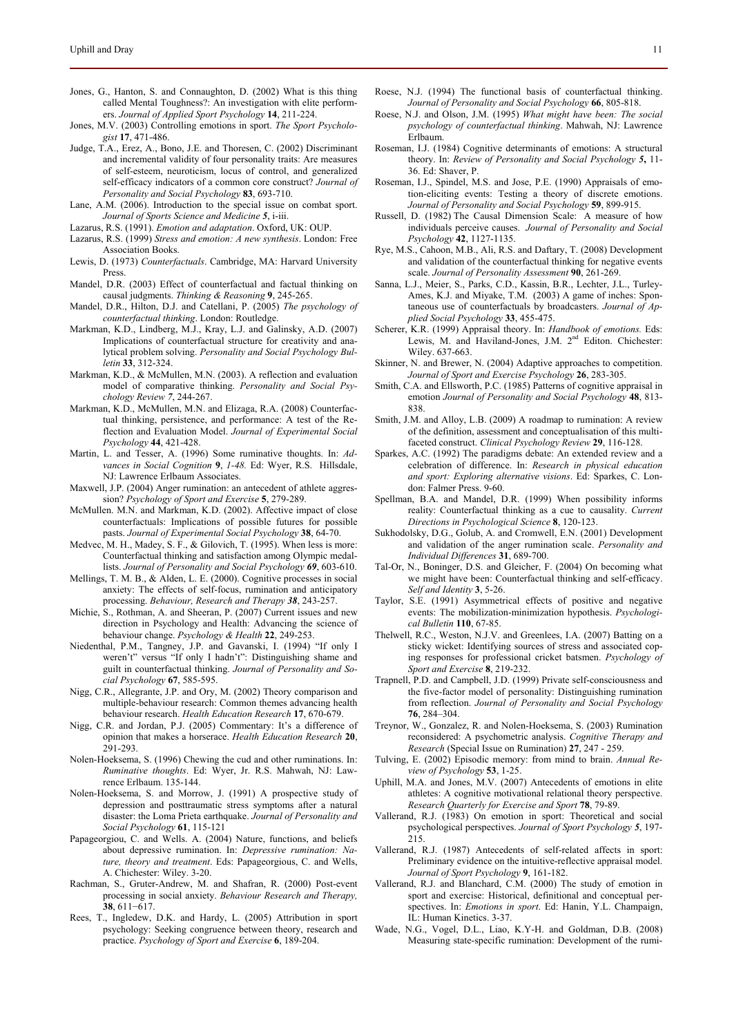Jones, G., Hanton, S. and Connaughton, D. (2002) What is this thing called Mental Toughness?: An investigation with elite performers. *Journal of Applied Sport Psychology* **14**, 211-224.

Jones, M.V. (2003) Controlling emotions in sport. *The Sport Psychologist* **17**, 471-486.

Judge, T.A., Erez, A., Bono, J.E. and Thoresen, C. (2002) Discriminant and incremental validity of four personality traits: Are measures of self-esteem, neuroticism, locus of control, and generalized self-efficacy indicators of a common core construct? *Journal of Personality and Social Psychology* **83**, 693-710.

Lane, A.M. (2006). Introduction to the special issue on combat sport. *Journal of Sports Science and Medicine* *5*, i-iii.

Lazarus, R.S. (1991). *Emotion and adaptation*. Oxford, UK: OUP.

Lazarus, R.S. (1999) *Stress and emotion: A new synthesis*. London: Free Association Books.

Lewis, D. (1973) *Counterfactuals*. Cambridge, MA: Harvard University Press.

Mandel, D.R. (2003) Effect of counterfactual and factual thinking on causal judgments. *Thinking & Reasoning* **9**, 245-265.

Mandel, D.R., Hilton, D.J. and Catellani, P. (2005) *The psychology of counterfactual thinking*. London: Routledge.

Markman, K.D., Lindberg, M.J., Kray, L.J. and Galinsky, A.D. (2007) Implications of counterfactual structure for creativity and analytical problem solving. *Personality and Social Psychology Bulletin* **33**, 312-324.

Markman, K.D., & McMullen, M.N. (2003). A reflection and evaluation model of comparative thinking. *Personality and Social Psychology Review 7*, 244-267.

Markman, K.D., McMullen, M.N. and Elizaga, R.A. (2008) Counterfactual thinking, persistence, and performance: A test of the Reflection and Evaluation Model. *Journal of Experimental Social Psychology* **44**, 421-428.

Martin, L. and Tesser, A. (1996) Some ruminative thoughts. In: *Advances in Social Cognition* **9**, *1-48.* Ed: Wyer, R.S. Hillsdale, NJ: Lawrence Erlbaum Associates.

Maxwell, J.P. (2004) Anger rumination: an antecedent of athlete aggression? *Psychology of Sport and Exercise* **5**, 279-289.

McMullen. M.N. and Markman, K.D. (2002). Affective impact of close counterfactuals: Implications of possible futures for possible pasts. *Journal of Experimental Social Psychology* **38**, 64-70.

Medvec, M. H., Madey, S. F., & Gilovich, T. (1995). When less is more: Counterfactual thinking and satisfaction among Olympic medallists. *Journal of Personality and Social Psychology 69*, 603-610.

Mellings, T. M. B., & Alden, L. E. (2000). Cognitive processes in social anxiety: The effects of self-focus, rumination and anticipatory processing. *Behaviour, Research and Therapy 38*, 243-257.

Michie, S., Rothman, A. and Sheeran, P. (2007) Current issues and new direction in Psychology and Health: Advancing the science of behaviour change. *Psychology & Health* **22**, 249-253.

Niedenthal, P.M., Tangney, J.P. and Gavanski, I. (1994) "If only I weren't" versus "If only I hadn't": Distinguishing shame and guilt in counterfactual thinking. *Journal of Personality and Social Psychology* **67**, 585-595.

Nigg, C.R., Allegrante, J.P. and Ory, M. (2002) Theory comparison and multiple-behaviour research: Common themes advancing health behaviour research. *Health Education Research* **17**, 670-679.

Nigg, C.R. and Jordan, P.J. (2005) Commentary: It's a difference of opinion that makes a horserace. *Health Education Research* **20**, 291-293.

Nolen-Hoeksema, S. (1996) Chewing the cud and other ruminations. In: *Ruminative thoughts*. Ed: Wyer, Jr. R.S. Mahwah, NJ: Lawrence Erlbaum. 135-144.

Nolen-Hoeksema, S. and Morrow, J. (1991) A prospective study of depression and posttraumatic stress symptoms after a natural disaster: the Loma Prieta earthquake. *Journal of Personality and Social Psychology* **61**, 115-121

Papageorgiou, C. and Wells. A. (2004) Nature, functions, and beliefs about depressive rumination. In: *Depressive rumination: Nature, theory and treatment*. Eds: Papageorgious, C. and Wells, A. Chichester: Wiley. 3-20.

Rachman, S., Gruter-Andrew, M. and Shafran, R. (2000) Post-event processing in social anxiety. *Behaviour Research and Therapy,* **38**, 611−617.

Rees, T., Ingledew, D.K. and Hardy, L. (2005) Attribution in sport psychology: Seeking congruence between theory, research and practice. *Psychology of Sport and Exercise* **6**, 189-204.

Roese, N.J. (1994) The functional basis of counterfactual thinking. *Journal of Personality and Social Psychology* **66**, 805-818.

Roese, N.J. and Olson, J.M. (1995) *What might have been: The social psychology of counterfactual thinking*. Mahwah, NJ: Lawrence Erlbaum.

Roseman, I.J. (1984) Cognitive determinants of emotions: A structural theory. In: *Review of Personality and Social Psychology* **5,** 11-36. Ed: Shaver, P.

Roseman, I.J., Spindel, M.S. and Jose, P.E. (1990) Appraisals of emotion-eliciting events: Testing a theory of discrete emotions. *Journal of Personality and Social Psychology* **59**, 899-915.

Russell, D. (1982) The Causal Dimension Scale: A measure of how individuals perceive causes. *Journal of Personality and Social Psychology* **42**, 1127-1135.

Rye, M.S., Cahoon, M.B., Ali, R.S. and Daftary, T. (2008) Development and validation of the counterfactual thinking for negative events scale. *Journal of Personality Assessment* **90**, 261-269.

Sanna, L.J., Meier, S., Parks, C.D., Kassin, B.R., Lechter, J.L., Turley-Ames, K.J. and Miyake, T.M. (2003) A game of inches: Spontaneous use of counterfactuals by broadcasters. *Journal of Applied Social Psychology* **33**, 455-475.

Scherer, K.R. (1999) Appraisal theory. In: *Handbook of emotions.* Eds: Lewis, M. and Haviland-Jones, J.M. 2nd Editon. Chichester: Wiley. 637-663.

Skinner, N. and Brewer, N. (2004) Adaptive approaches to competition. *Journal of Sport and Exercise Psychology* **26**, 283-305.

Smith, C.A. and Ellsworth, P.C. (1985) Patterns of cognitive appraisal in emotion *Journal of Personality and Social Psychology* **48**, 813-838.

Smith, J.M. and Alloy, L.B. (2009) A roadmap to rumination: A review of the definition, assessment and conceptualisation of this multifaceted construct. *Clinical Psychology Review* **29**, 116-128.

Sparkes, A.C. (1992) The paradigms debate: An extended review and a celebration of difference. In: *Research in physical education and sport: Exploring alternative visions*. Ed: Sparkes, C. London: Falmer Press. 9-60.

Spellman, B.A. and Mandel, D.R. (1999) When possibility informs reality: Counterfactual thinking as a cue to causality. *Current Directions in Psychological Science* **8**, 120-123.

Sukhodolsky, D.G., Golub, A. and Cromwell, E.N. (2001) Development and validation of the anger rumination scale. *Personality and Individual Differences* **31**, 689-700.

Tal-Or, N., Boninger, D.S. and Gleicher, F. (2004) On becoming what we might have been: Counterfactual thinking and self-efficacy. *Self and Identity* **3**, 5-26.

Taylor, S.E. (1991) Asymmetrical effects of positive and negative events: The mobilization-minimization hypothesis. *Psychological Bulletin* **110**, 67-85.

Thelwell, R.C., Weston, N.J.V. and Greenlees, I.A. (2007) Batting on a sticky wicket: Identifying sources of stress and associated coping responses for professional cricket batsmen. *Psychology of Sport and Exercise* **8**, 219-232.

Trapnell, P.D. and Campbell, J.D. (1999) Private self-consciousness and the five-factor model of personality: Distinguishing rumination from reflection. *Journal of Personality and Social Psychology* **76**, 284–304.

Treynor, W., Gonzalez, R. and Nolen-Hoeksema, S. (2003) Rumination reconsidered: A psychometric analysis. *Cognitive Therapy and Research* (Special Issue on Rumination) **27**, 247 - 259.

Tulving, E. (2002) Episodic memory: from mind to brain. *Annual Review of Psychology* **53**, 1-25.

Uphill, M.A. and Jones, M.V. (2007) Antecedents of emotions in elite athletes: A cognitive motivational relational theory perspective. *Research Quarterly for Exercise and Sport* **78**, 79-89.

Vallerand, R.J. (1983) On emotion in sport: Theoretical and social psychological perspectives. *Journal of Sport Psychology 5*, 197-215.

Vallerand, R.J. (1987) Antecedents of self-related affects in sport: Preliminary evidence on the intuitive-reflective appraisal model. *Journal of Sport Psychology* **9**, 161-182.

Vallerand, R.J. and Blanchard, C.M. (2000) The study of emotion in sport and exercise: Historical, definitional and conceptual perspectives. In: *Emotions in sport*. Ed: Hanin, Y.L. Champaign, IL: Human Kinetics. 3-37.

Wade, N.G., Vogel, D.L., Liao, K.Y-H. and Goldman, D.B. (2008) Measuring state-specific rumination: Development of the rumi-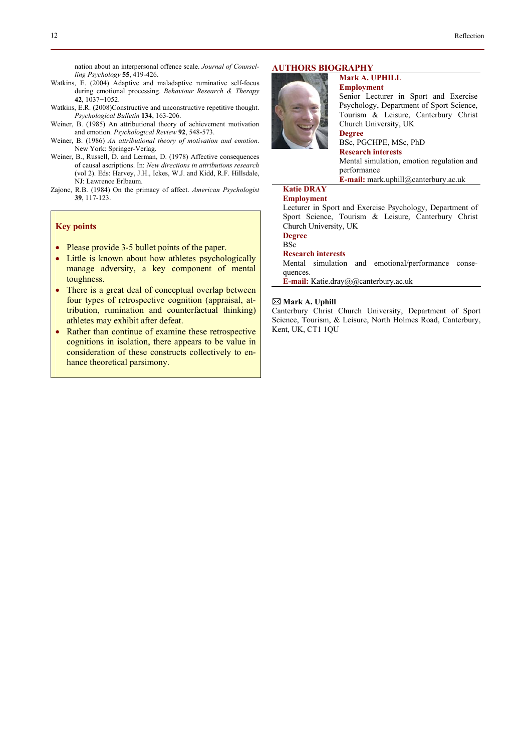nation about an interpersonal offence scale. *Journal of Counselling Psychology* **55**, 419-426.

Watkins, E. (2004) Adaptive and maladaptive ruminative self-focus during emotional processing. *Behaviour Research & Therapy* **42**, 1037−1052.

Watkins, E.R. (2008)Constructive and unconstructive repetitive thought. *Psychological Bulletin* **134**, 163-206.

Weiner, B. (1985) An attributional theory of achievement motivation and emotion. *Psychological Review* **92**, 548-573.

Weiner, B. (1986) *An attributional theory of motivation and emotion*. New York: Springer-Verlag.

Weiner, B., Russell, D. and Lerman, D. (1978) Affective consequences of causal ascriptions. In: *New directions in attributions research* (vol 2). Eds: Harvey, J.H., Ickes, W.J. and Kidd, R.F. Hillsdale, NJ: Lawrence Erlbaum.

Zajonc, R.B. (1984) On the primacy of affect. *American Psychologist* **39**, 117-123.

## Key points

- Please provide 3-5 bullet points of the paper.
- Little is known about how athletes psychologically manage adversity, a key component of mental toughness.
- There is a great deal of conceptual overlap between four types of retrospective cognition (appraisal, attribution, rumination and counterfactual thinking) athletes may exhibit after defeat.
- Rather than continue of examine these retrospective cognitions in isolation, there appears to be value in consideration of these constructs collectively to enhance theoretical parsimony.

## AUTHORS BIOGRAPHY

**Mark A. UPHILL**

**Employment**

Senior Lecturer in Sport and Exercise Psychology, Department of Sport Science, Tourism & Leisure, Canterbury Christ Church University, UK

**Degree**

BSc, PGCHPE, MSc, PhD

**Research interests**

Mental simulation, emotion regulation and performance

**E-mail:** mark.uphill@canterbury.ac.uk

**Katie DRAY**

**Employment**

Lecturer in Sport and Exercise Psychology, Department of Sport Science, Tourism & Leisure, Canterbury Christ Church University, UK

**Degree**

BSc

**Research interests**

Mental simulation and emotional/performance consequences.

**E-mail:** Katie.dray@@canterbury.ac.uk

✉ **Mark A. Uphill**

Canterbury Christ Church University, Department of Sport Science, Tourism, & Leisure, North Holmes Road, Canterbury, Kent, UK, CT1 1QU